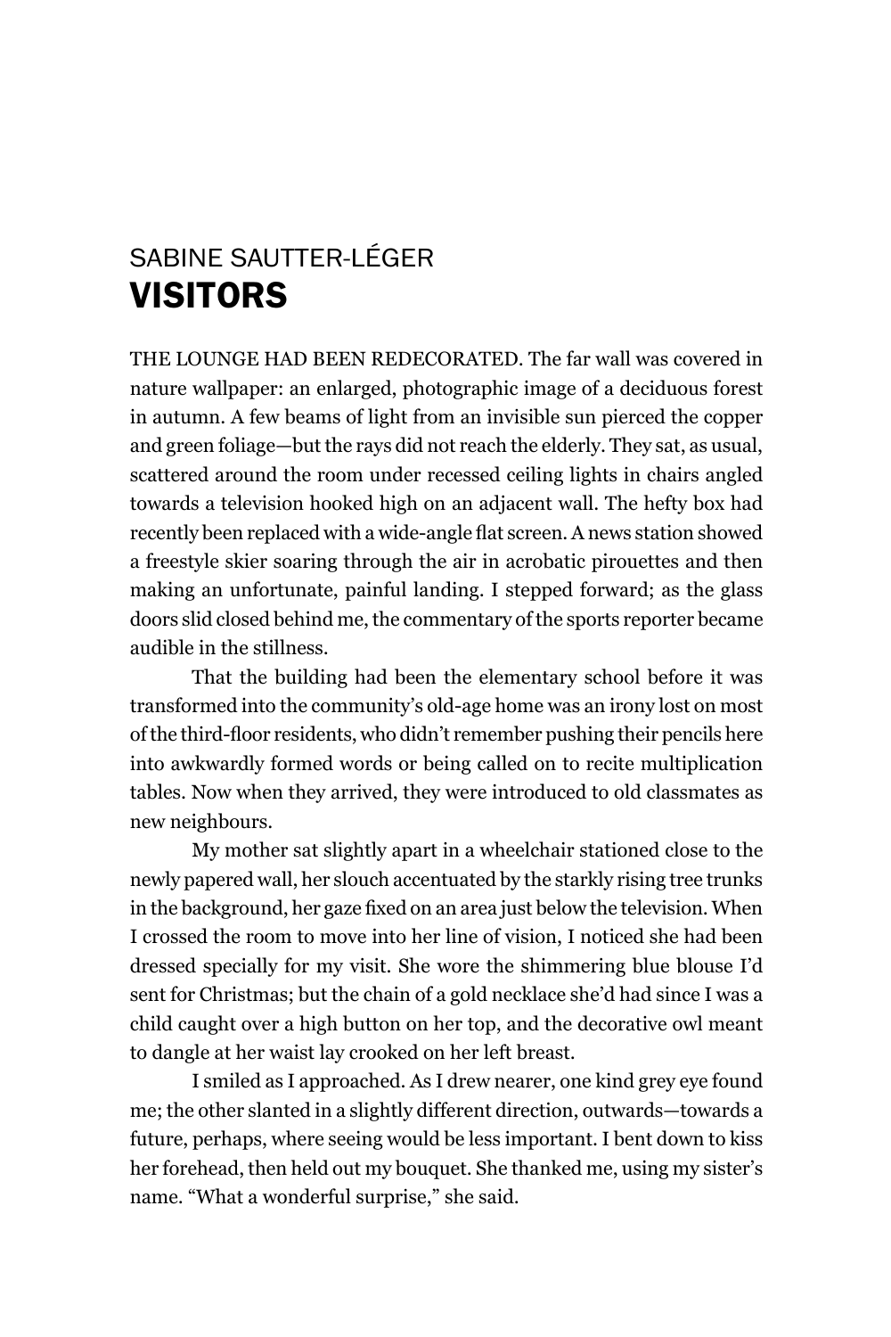SABINE SAUTTER-LÉGER

# VISITORS

THE LOUNGE HAD BEEN REDECORATED. The far wall was covered in nature wallpaper: an enlarged, photographic image of a deciduous forest in autumn. A few beams of light from an invisible sun pierced the copper and green foliage—but the rays did not reach the elderly. They sat, as usual, scattered around the room under recessed ceiling lights in chairs angled towards a television hooked high on an adjacent wall. The hefty box had recently been replaced with a wide-angle flat screen. A news station showed a freestyle skier soaring through the air in acrobatic pirouettes and then making an unfortunate, painful landing. I stepped forward; as the glass doors slid closed behind me, the commentary of the sports reporter became audible in the stillness.

That the building had been the elementary school before it was transformed into the community's old-age home was an irony lost on most of the third-floor residents, who didn't remember pushing their pencils here into awkwardly formed words or being called on to recite multiplication tables. Now when they arrived, they were introduced to old classmates as new neighbours.

My mother sat slightly apart in a wheelchair stationed close to the newly papered wall, her slouch accentuated by the starkly rising tree trunks in the background, her gaze fixed on an area just below the television. When I crossed the room to move into her line of vision, I noticed she had been dressed specially for my visit. She wore the shimmering blue blouse I'd sent for Christmas; but the chain of a gold necklace she'd had since I was a child caught over a high button on her top, and the decorative owl meant to dangle at her waist lay crooked on her left breast.

I smiled as I approached. As I drew nearer, one kind grey eye found me; the other slanted in a slightly different direction, outwards—towards a future, perhaps, where seeing would be less important. I bent down to kiss her forehead, then held out my bouquet. She thanked me, using my sister's name. "What a wonderful surprise," she said.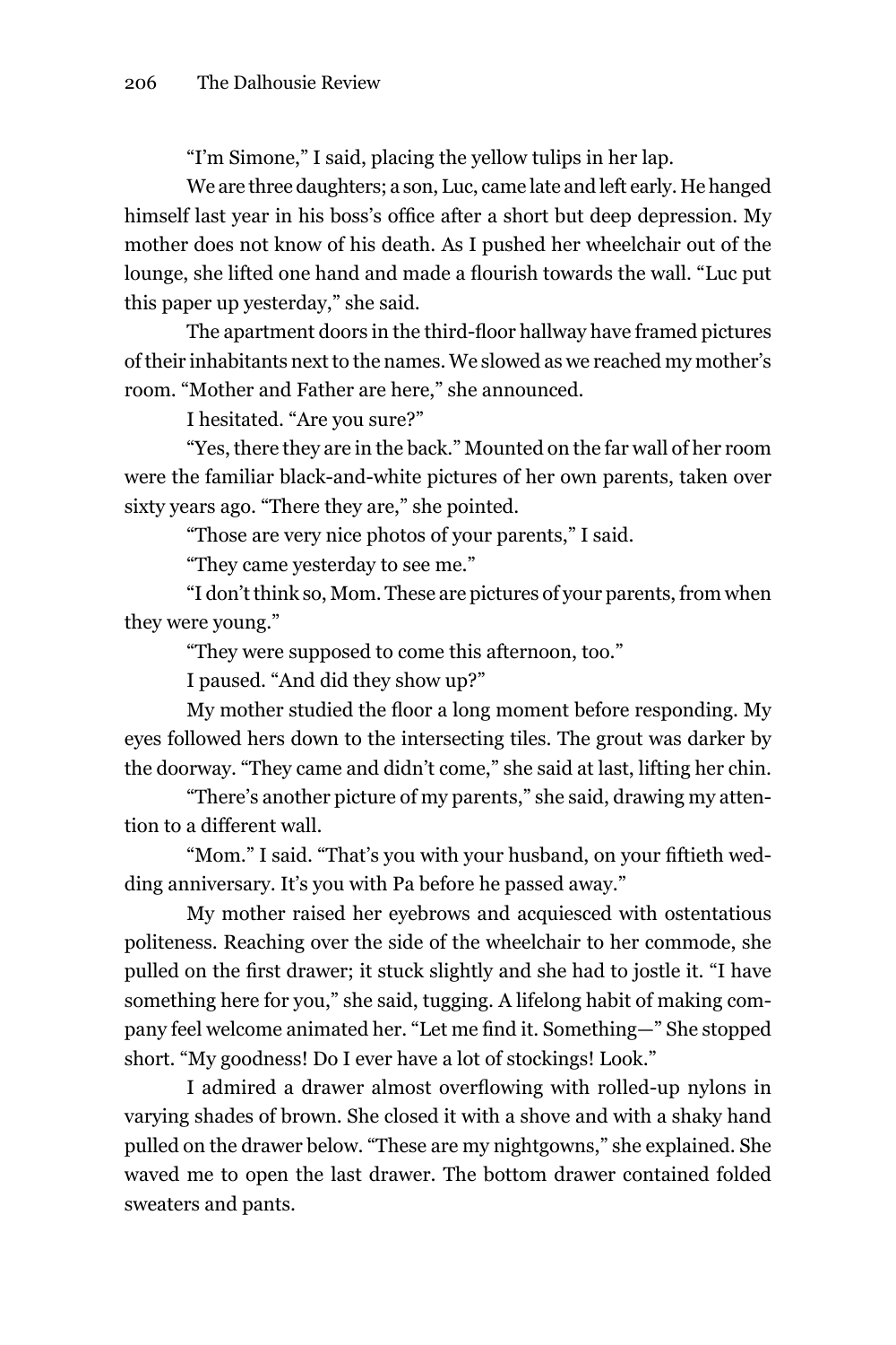"I'm Simone," I said, placing the yellow tulips in her lap.

We are three daughters; a son, Luc, came late and left early. He hanged himself last year in his boss's office after a short but deep depression. My mother does not know of his death. As I pushed her wheelchair out of the lounge, she lifted one hand and made a flourish towards the wall. "Luc put this paper up yesterday," she said.

The apartment doors in the third-floor hallway have framed pictures of their inhabitants next to the names. We slowed as we reached my mother's room. "Mother and Father are here," she announced.

I hesitated. "Are you sure?"

"Yes, there they are in the back." Mounted on the far wall of her room were the familiar black-and-white pictures of her own parents, taken over sixty years ago. "There they are," she pointed.

"Those are very nice photos of your parents," I said.

"They came yesterday to see me."

"I don't think so, Mom. These are pictures of your parents, from when they were young."

"They were supposed to come this afternoon, too."

I paused. "And did they show up?"

My mother studied the floor a long moment before responding. My eyes followed hers down to the intersecting tiles. The grout was darker by the doorway. "They came and didn't come," she said at last, lifting her chin.

"There's another picture of my parents," she said, drawing my attention to a different wall.

"Mom." I said. "That's you with your husband, on your fiftieth wedding anniversary. It's you with Pa before he passed away."

My mother raised her eyebrows and acquiesced with ostentatious politeness. Reaching over the side of the wheelchair to her commode, she pulled on the first drawer; it stuck slightly and she had to jostle it. "I have something here for you," she said, tugging. A lifelong habit of making company feel welcome animated her. "Let me find it. Something—" She stopped short. "My goodness! Do I ever have a lot of stockings! Look."

I admired a drawer almost overflowing with rolled-up nylons in varying shades of brown. She closed it with a shove and with a shaky hand pulled on the drawer below. "These are my nightgowns," she explained. She waved me to open the last drawer. The bottom drawer contained folded sweaters and pants.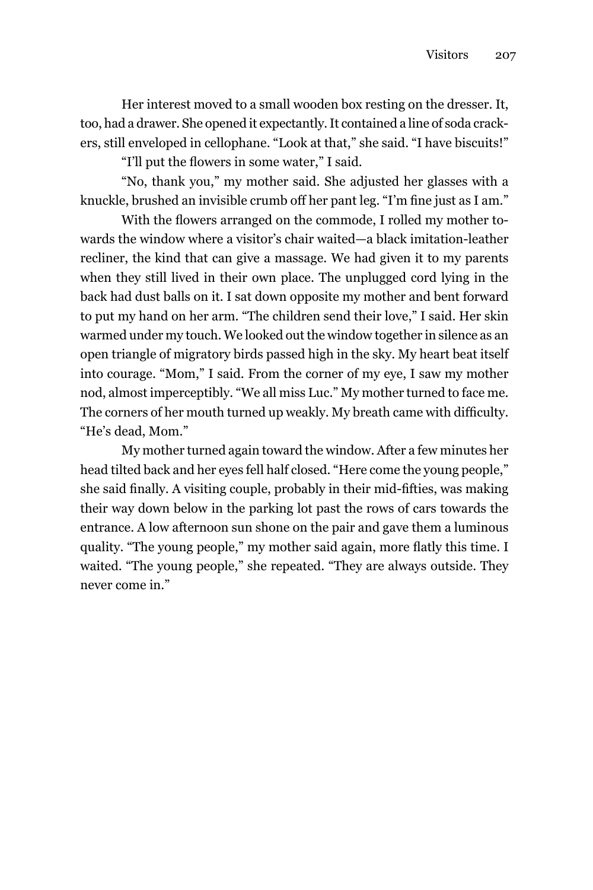Her interest moved to a small wooden box resting on the dresser. It, too, had a drawer. She opened it expectantly. It contained a line of soda crackers, still enveloped in cellophane. "Look at that," she said. "I have biscuits!"

"I'll put the flowers in some water," I said.

"No, thank you," my mother said. She adjusted her glasses with a knuckle, brushed an invisible crumb off her pant leg. "I'm fine just as I am."

With the flowers arranged on the commode, I rolled my mother towards the window where a visitor's chair waited—a black imitation-leather recliner, the kind that can give a massage. We had given it to my parents when they still lived in their own place. The unplugged cord lying in the back had dust balls on it. I sat down opposite my mother and bent forward to put my hand on her arm. "The children send their love," I said. Her skin warmed under my touch. We looked out the window together in silence as an open triangle of migratory birds passed high in the sky. My heart beat itself into courage. "Mom," I said. From the corner of my eye, I saw my mother nod, almost imperceptibly. "We all miss Luc." My mother turned to face me. The corners of her mouth turned up weakly. My breath came with difficulty. "He's dead, Mom."

My mother turned again toward the window. After a few minutes her head tilted back and her eyes fell half closed. "Here come the young people," she said finally. A visiting couple, probably in their mid-fifties, was making their way down below in the parking lot past the rows of cars towards the entrance. A low afternoon sun shone on the pair and gave them a luminous quality. "The young people," my mother said again, more flatly this time. I waited. "The young people," she repeated. "They are always outside. They never come in."